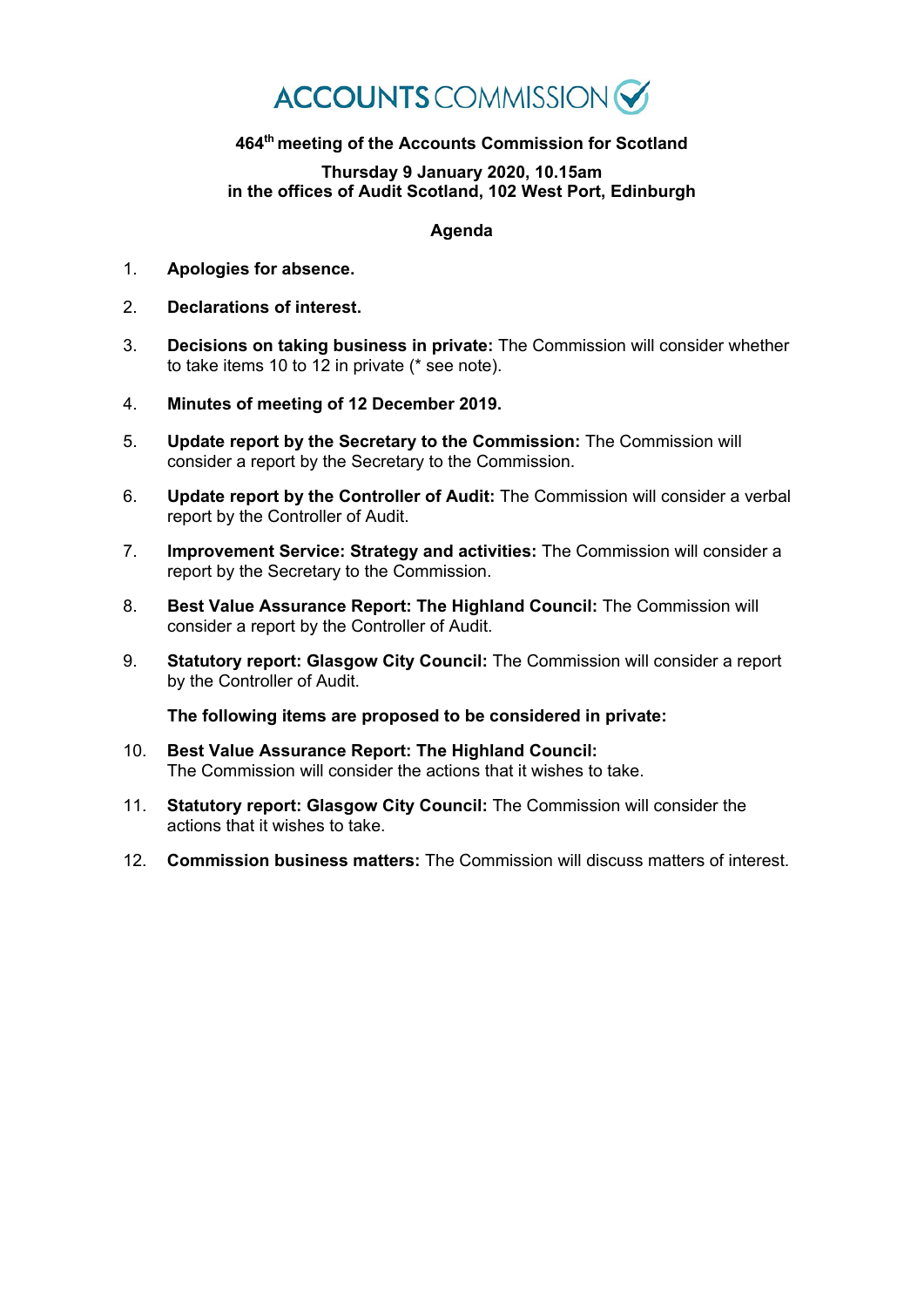# ACCOUNTS COMMISSION

**464th meeting of the Accounts Commission for Scotland**

**Thursday 9 January 2020, 10.15am**
**in the offices of Audit Scotland, 102 West Port, Edinburgh**

## Agenda

1. **Apologies for absence.**

2. **Declarations of interest.**

3. **Decisions on taking business in private:** The Commission will consider whether to take items 10 to 12 in private (* see note).

4. **Minutes of meeting of 12 December 2019.**

5. **Update report by the Secretary to the Commission:** The Commission will consider a report by the Secretary to the Commission.

6. **Update report by the Controller of Audit:** The Commission will consider a verbal report by the Controller of Audit.

7. **Improvement Service: Strategy and activities:** The Commission will consider a report by the Secretary to the Commission.

8. **Best Value Assurance Report: The Highland Council:** The Commission will consider a report by the Controller of Audit.

9. **Statutory report: Glasgow City Council:** The Commission will consider a report by the Controller of Audit.

**The following items are proposed to be considered in private:**

10. **Best Value Assurance Report: The Highland Council:** The Commission will consider the actions that it wishes to take.

11. **Statutory report: Glasgow City Council:** The Commission will consider the actions that it wishes to take.

12. **Commission business matters:** The Commission will discuss matters of interest.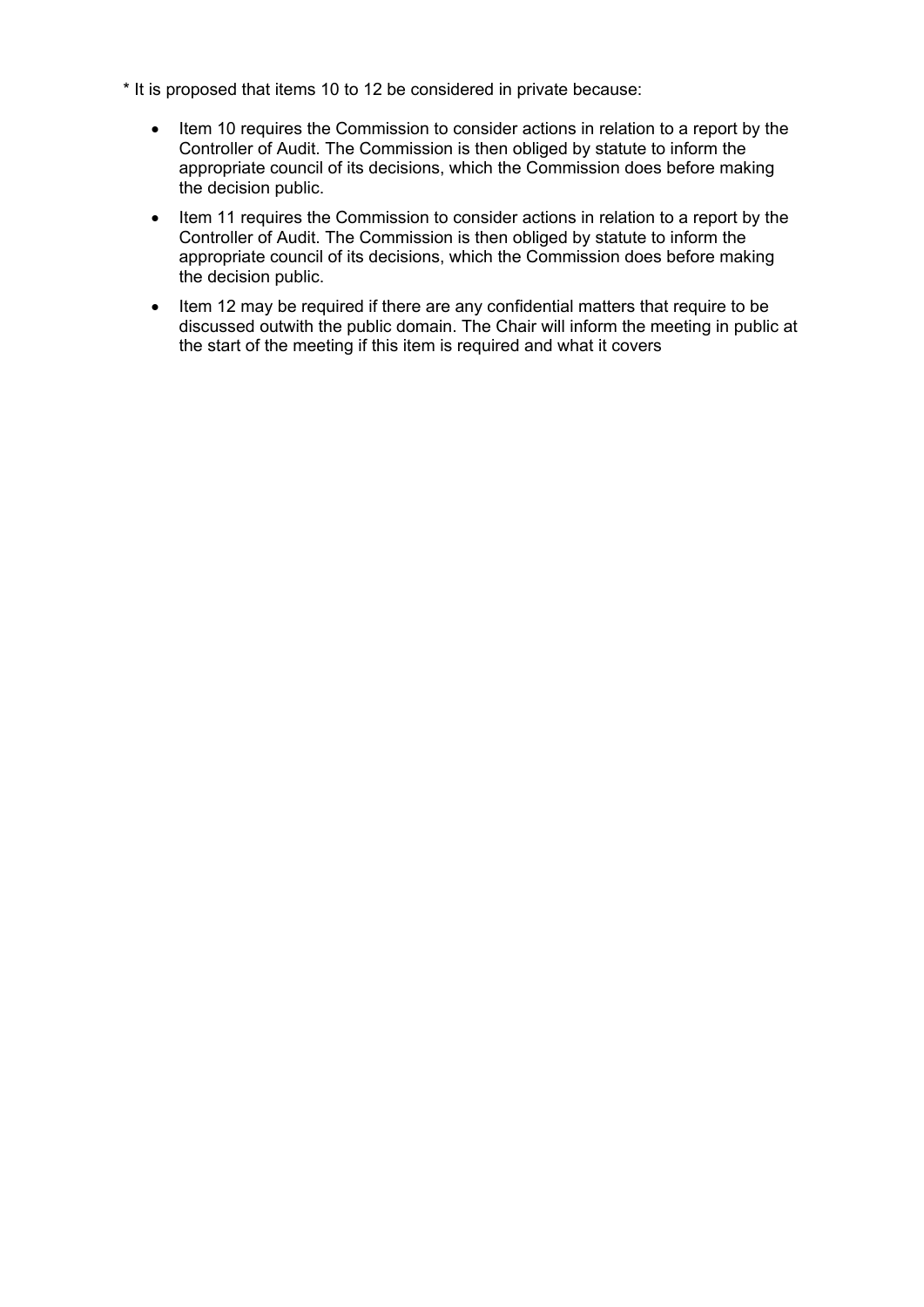* It is proposed that items 10 to 12 be considered in private because:

- Item 10 requires the Commission to consider actions in relation to a report by the Controller of Audit. The Commission is then obliged by statute to inform the appropriate council of its decisions, which the Commission does before making the decision public.
- Item 11 requires the Commission to consider actions in relation to a report by the Controller of Audit. The Commission is then obliged by statute to inform the appropriate council of its decisions, which the Commission does before making the decision public.
- Item 12 may be required if there are any confidential matters that require to be discussed outwith the public domain. The Chair will inform the meeting in public at the start of the meeting if this item is required and what it covers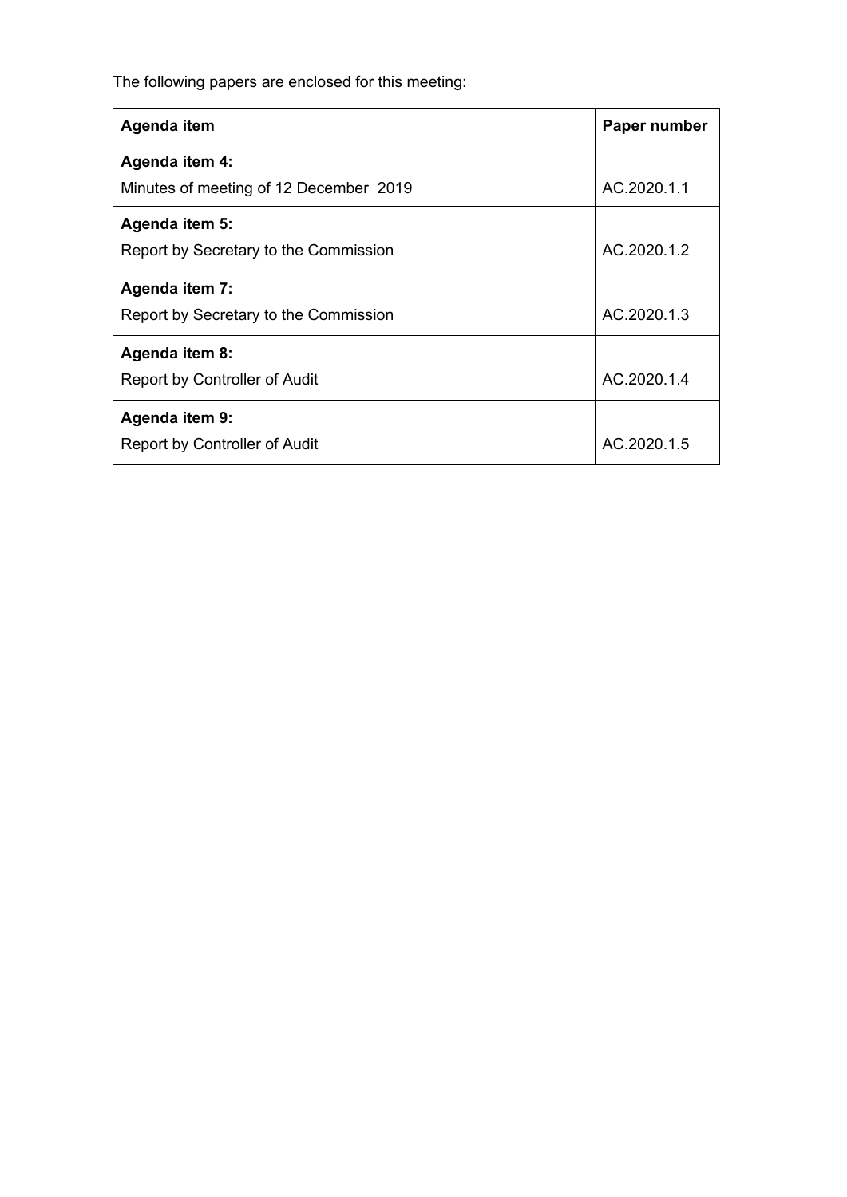The following papers are enclosed for this meeting:

| Agenda item | Paper number |
|---|---|
| **Agenda item 4:** Minutes of meeting of 12 December 2019 | AC.2020.1.1 |
| **Agenda item 5:** Report by Secretary to the Commission | AC.2020.1.2 |
| **Agenda item 7:** Report by Secretary to the Commission | AC.2020.1.3 |
| **Agenda item 8:** Report by Controller of Audit | AC.2020.1.4 |
| **Agenda item 9:** Report by Controller of Audit | AC.2020.1.5 |